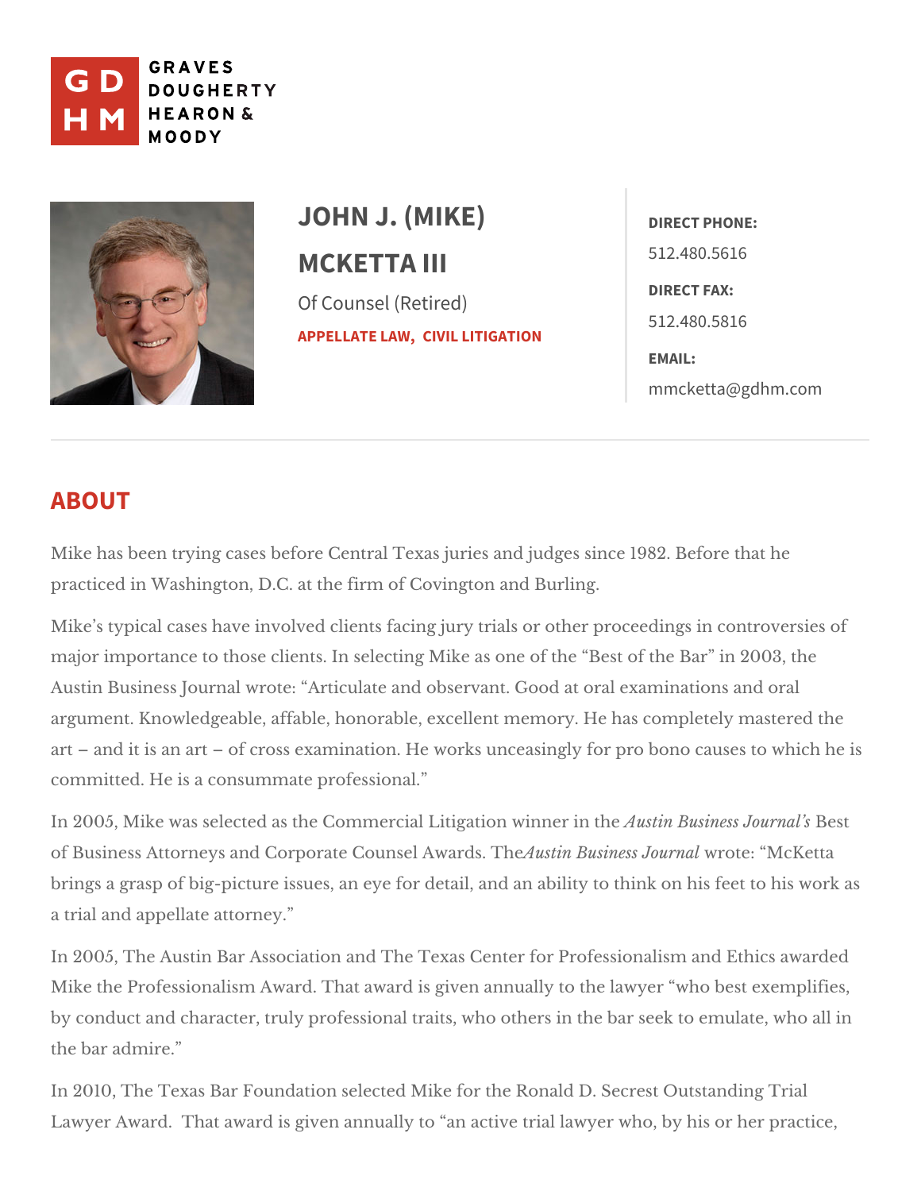GRAVES DOUGHERTY HEARON & MOODY

# JOHN J. (MIKE) MCKETTA III

Of Counsel (Retired)

APPELLATE LAW, CIVIL LITIGATION

**DIRECT PHONE:**
512.480.5616

**DIRECT FAX:**
512.480.5816

**EMAIL:**
mmcketta@gdhm.com

## ABOUT

Mike has been trying cases before Central Texas juries and judges since 1982. Before that he practiced in Washington, D.C. at the firm of Covington and Burling.

Mike's typical cases have involved clients facing jury trials or other proceedings in controversies of major importance to those clients. In selecting Mike as one of the "Best of the Bar" in 2003, the Austin Business Journal wrote: "Articulate and observant. Good at oral examinations and oral argument. Knowledgeable, affable, honorable, excellent memory. He has completely mastered the art – and it is an art – of cross examination. He works unceasingly for pro bono causes to which he is committed. He is a consummate professional."

In 2005, Mike was selected as the Commercial Litigation winner in the *Austin Business Journal's* Best of Business Attorneys and Corporate Counsel Awards. The *Austin Business Journal* wrote: "McKetta brings a grasp of big-picture issues, an eye for detail, and an ability to think on his feet to his work as a trial and appellate attorney."

In 2005, The Austin Bar Association and The Texas Center for Professionalism and Ethics awarded Mike the Professionalism Award. That award is given annually to the lawyer "who best exemplifies, by conduct and character, truly professional traits, who others in the bar seek to emulate, who all in the bar admire."

In 2010, The Texas Bar Foundation selected Mike for the Ronald D. Secrest Outstanding Trial Lawyer Award. That award is given annually to "an active trial lawyer who, by his or her practice,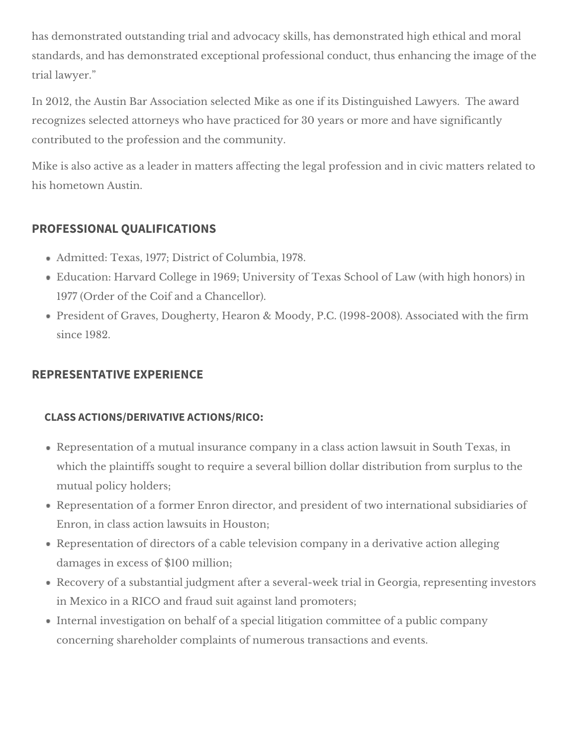has demonstrated outstanding trial and advocacy skills, has demonstrated high ethical and moral standards, and has demonstrated exceptional professional conduct, thus enhancing the image of the trial lawyer."

In 2012, the Austin Bar Association selected Mike as one if its Distinguished Lawyers. The award recognizes selected attorneys who have practiced for 30 years or more and have significantly contributed to the profession and the community.

Mike is also active as a leader in matters affecting the legal profession and in civic matters related to his hometown Austin.

## PROFESSIONAL QUALIFICATIONS

- Admitted: Texas, 1977; District of Columbia, 1978.
- Education: Harvard College in 1969; University of Texas School of Law (with high honors) in 1977 (Order of the Coif and a Chancellor).
- President of Graves, Dougherty, Hearon & Moody, P.C. (1998-2008). Associated with the firm since 1982.

## REPRESENTATIVE EXPERIENCE

### CLASS ACTIONS/DERIVATIVE ACTIONS/RICO:

- Representation of a mutual insurance company in a class action lawsuit in South Texas, in which the plaintiffs sought to require a several billion dollar distribution from surplus to the mutual policy holders;
- Representation of a former Enron director, and president of two international subsidiaries of Enron, in class action lawsuits in Houston;
- Representation of directors of a cable television company in a derivative action alleging damages in excess of $100 million;
- Recovery of a substantial judgment after a several-week trial in Georgia, representing investors in Mexico in a RICO and fraud suit against land promoters;
- Internal investigation on behalf of a special litigation committee of a public company concerning shareholder complaints of numerous transactions and events.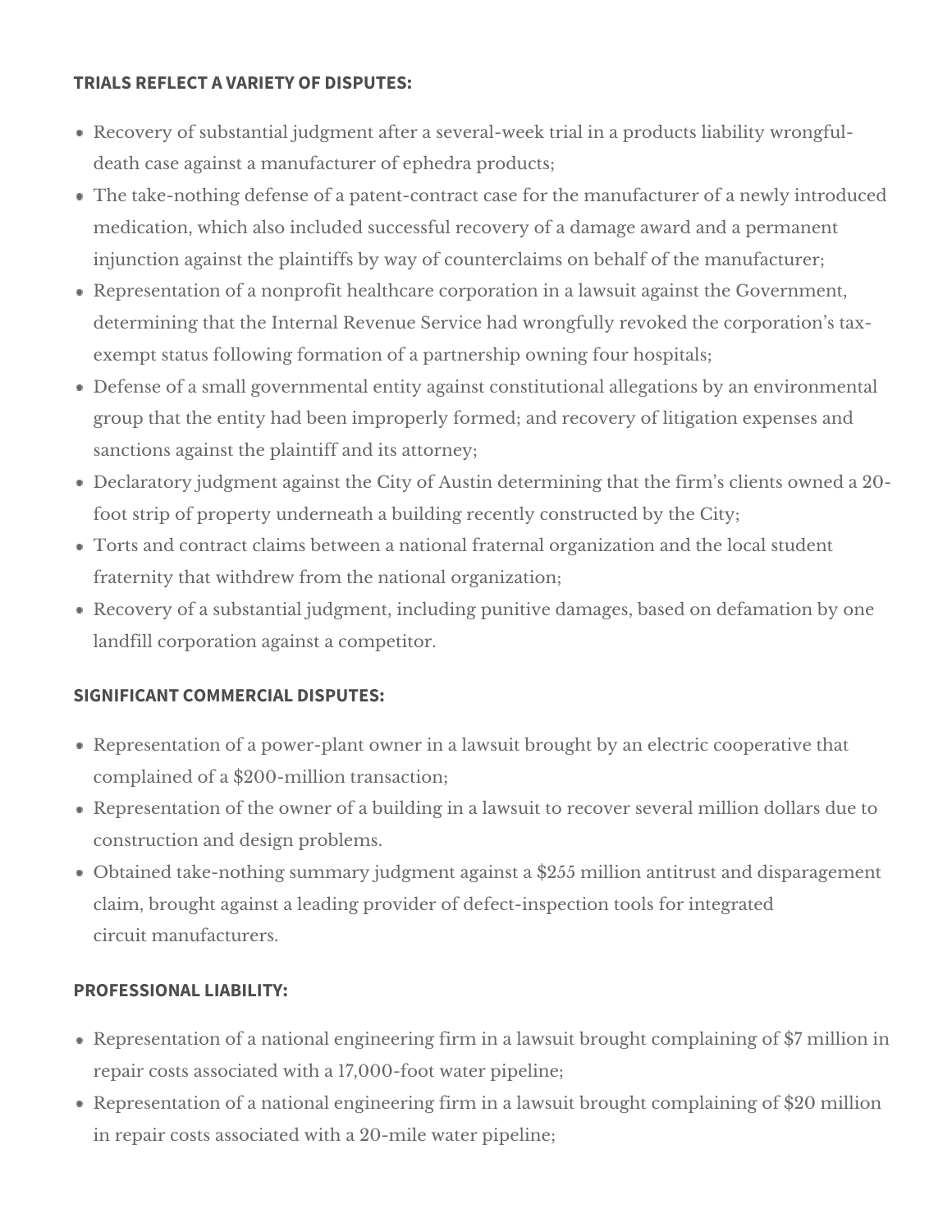## TRIALS REFLECT A VARIETY OF DISPUTES:

- Recovery of substantial judgment after a several-week trial in a products liability wrongful-death case against a manufacturer of ephedra products;
- The take-nothing defense of a patent-contract case for the manufacturer of a newly introduced medication, which also included successful recovery of a damage award and a permanent injunction against the plaintiffs by way of counterclaims on behalf of the manufacturer;
- Representation of a nonprofit healthcare corporation in a lawsuit against the Government, determining that the Internal Revenue Service had wrongfully revoked the corporation's tax-exempt status following formation of a partnership owning four hospitals;
- Defense of a small governmental entity against constitutional allegations by an environmental group that the entity had been improperly formed; and recovery of litigation expenses and sanctions against the plaintiff and its attorney;
- Declaratory judgment against the City of Austin determining that the firm's clients owned a 20-foot strip of property underneath a building recently constructed by the City;
- Torts and contract claims between a national fraternal organization and the local student fraternity that withdrew from the national organization;
- Recovery of a substantial judgment, including punitive damages, based on defamation by one landfill corporation against a competitor.

## SIGNIFICANT COMMERCIAL DISPUTES:

- Representation of a power-plant owner in a lawsuit brought by an electric cooperative that complained of a $200-million transaction;
- Representation of the owner of a building in a lawsuit to recover several million dollars due to construction and design problems.
- Obtained take-nothing summary judgment against a $255 million antitrust and disparagement claim, brought against a leading provider of defect-inspection tools for integrated circuit manufacturers.

## PROFESSIONAL LIABILITY:

- Representation of a national engineering firm in a lawsuit brought complaining of $7 million in repair costs associated with a 17,000-foot water pipeline;
- Representation of a national engineering firm in a lawsuit brought complaining of $20 million in repair costs associated with a 20-mile water pipeline;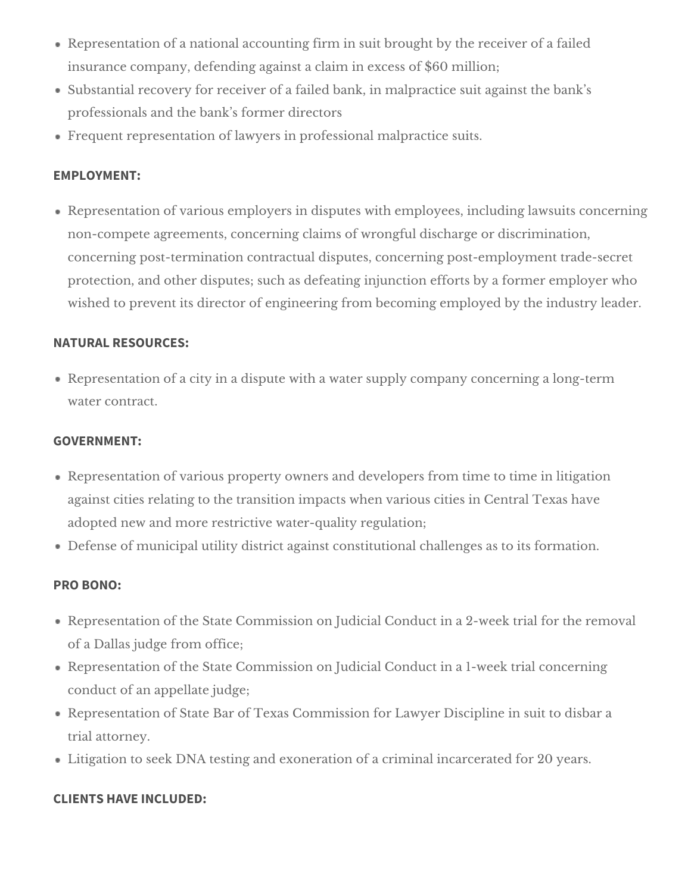- Representation of a national accounting firm in suit brought by the receiver of a failed insurance company, defending against a claim in excess of $60 million;
- Substantial recovery for receiver of a failed bank, in malpractice suit against the bank's professionals and the bank's former directors
- Frequent representation of lawyers in professional malpractice suits.

**EMPLOYMENT:**

- Representation of various employers in disputes with employees, including lawsuits concerning non-compete agreements, concerning claims of wrongful discharge or discrimination, concerning post-termination contractual disputes, concerning post-employment trade-secret protection, and other disputes; such as defeating injunction efforts by a former employer who wished to prevent its director of engineering from becoming employed by the industry leader.

**NATURAL RESOURCES:**

- Representation of a city in a dispute with a water supply company concerning a long-term water contract.

**GOVERNMENT:**

- Representation of various property owners and developers from time to time in litigation against cities relating to the transition impacts when various cities in Central Texas have adopted new and more restrictive water-quality regulation;
- Defense of municipal utility district against constitutional challenges as to its formation.

**PRO BONO:**

- Representation of the State Commission on Judicial Conduct in a 2-week trial for the removal of a Dallas judge from office;
- Representation of the State Commission on Judicial Conduct in a 1-week trial concerning conduct of an appellate judge;
- Representation of State Bar of Texas Commission for Lawyer Discipline in suit to disbar a trial attorney.
- Litigation to seek DNA testing and exoneration of a criminal incarcerated for 20 years.

**CLIENTS HAVE INCLUDED:**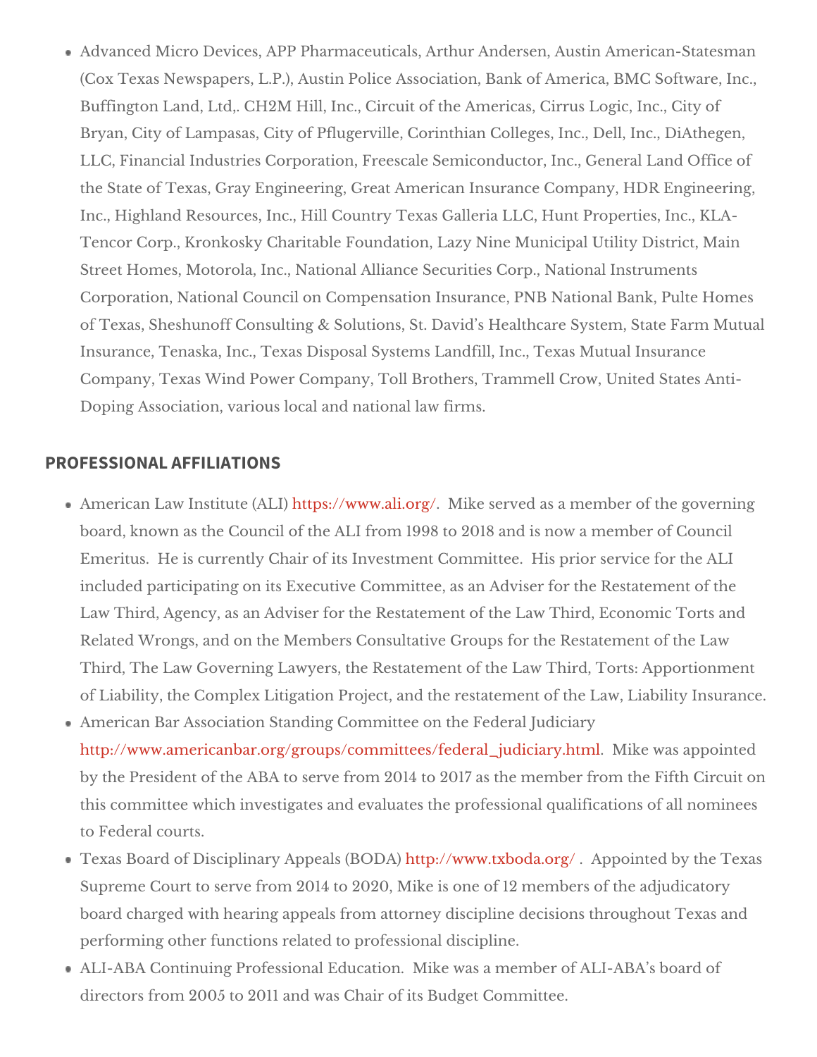- Advanced Micro Devices, APP Pharmaceuticals, Arthur Andersen, Austin American-Statesman (Cox Texas Newspapers, L.P.), Austin Police Association, Bank of America, BMC Software, Inc., Buffington Land, Ltd,. CH2M Hill, Inc., Circuit of the Americas, Cirrus Logic, Inc., City of Bryan, City of Lampasas, City of Pflugerville, Corinthian Colleges, Inc., Dell, Inc., DiAthegen, LLC, Financial Industries Corporation, Freescale Semiconductor, Inc., General Land Office of the State of Texas, Gray Engineering, Great American Insurance Company, HDR Engineering, Inc., Highland Resources, Inc., Hill Country Texas Galleria LLC, Hunt Properties, Inc., KLA-Tencor Corp., Kronkosky Charitable Foundation, Lazy Nine Municipal Utility District, Main Street Homes, Motorola, Inc., National Alliance Securities Corp., National Instruments Corporation, National Council on Compensation Insurance, PNB National Bank, Pulte Homes of Texas, Sheshunoff Consulting & Solutions, St. David's Healthcare System, State Farm Mutual Insurance, Tenaska, Inc., Texas Disposal Systems Landfill, Inc., Texas Mutual Insurance Company, Texas Wind Power Company, Toll Brothers, Trammell Crow, United States Anti-Doping Association, various local and national law firms.

## PROFESSIONAL AFFILIATIONS

- American Law Institute (ALI) https://www.ali.org/. Mike served as a member of the governing board, known as the Council of the ALI from 1998 to 2018 and is now a member of Council Emeritus. He is currently Chair of its Investment Committee. His prior service for the ALI included participating on its Executive Committee, as an Adviser for the Restatement of the Law Third, Agency, as an Adviser for the Restatement of the Law Third, Economic Torts and Related Wrongs, and on the Members Consultative Groups for the Restatement of the Law Third, The Law Governing Lawyers, the Restatement of the Law Third, Torts: Apportionment of Liability, the Complex Litigation Project, and the restatement of the Law, Liability Insurance.
- American Bar Association Standing Committee on the Federal Judiciary http://www.americanbar.org/groups/committees/federal_judiciary.html. Mike was appointed by the President of the ABA to serve from 2014 to 2017 as the member from the Fifth Circuit on this committee which investigates and evaluates the professional qualifications of all nominees to Federal courts.
- Texas Board of Disciplinary Appeals (BODA) http://www.txboda.org/ . Appointed by the Texas Supreme Court to serve from 2014 to 2020, Mike is one of 12 members of the adjudicatory board charged with hearing appeals from attorney discipline decisions throughout Texas and performing other functions related to professional discipline.
- ALI-ABA Continuing Professional Education. Mike was a member of ALI-ABA's board of directors from 2005 to 2011 and was Chair of its Budget Committee.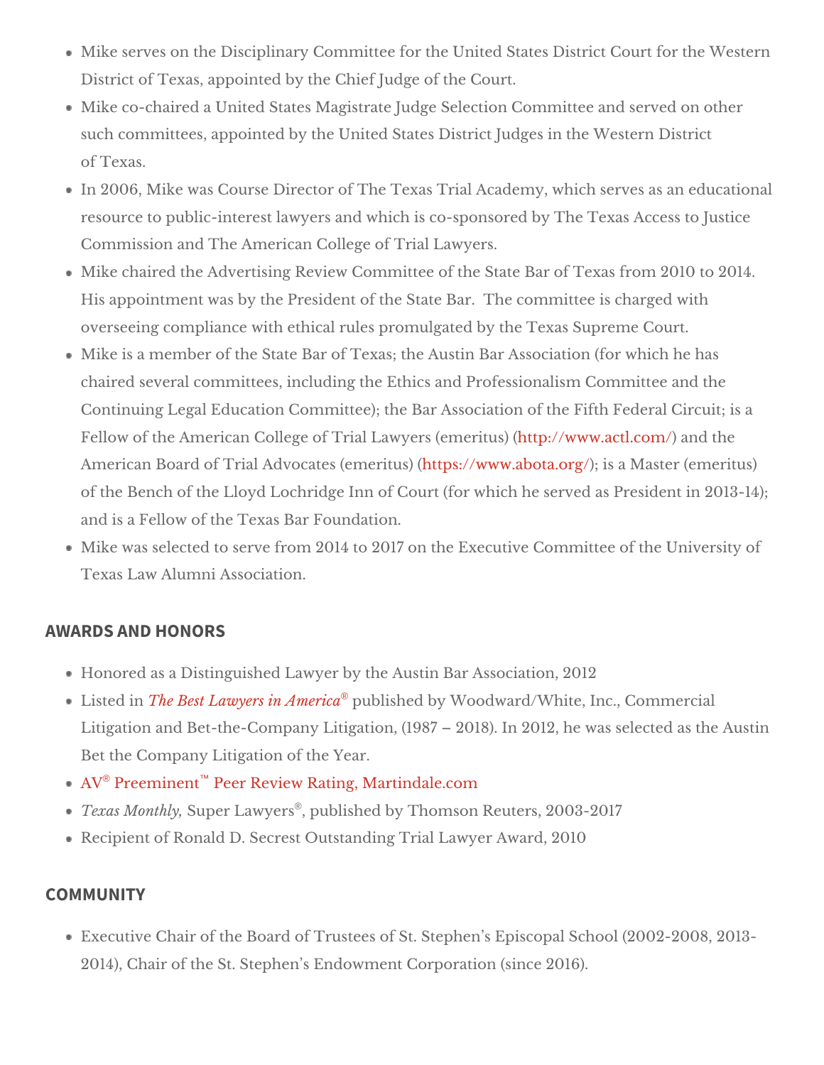- Mike serves on the Disciplinary Committee for the United States District Court for the Western District of Texas, appointed by the Chief Judge of the Court.
- Mike co-chaired a United States Magistrate Judge Selection Committee and served on other such committees, appointed by the United States District Judges in the Western District of Texas.
- In 2006, Mike was Course Director of The Texas Trial Academy, which serves as an educational resource to public-interest lawyers and which is co-sponsored by The Texas Access to Justice Commission and The American College of Trial Lawyers.
- Mike chaired the Advertising Review Committee of the State Bar of Texas from 2010 to 2014. His appointment was by the President of the State Bar. The committee is charged with overseeing compliance with ethical rules promulgated by the Texas Supreme Court.
- Mike is a member of the State Bar of Texas; the Austin Bar Association (for which he has chaired several committees, including the Ethics and Professionalism Committee and the Continuing Legal Education Committee); the Bar Association of the Fifth Federal Circuit; is a Fellow of the American College of Trial Lawyers (emeritus) (http://www.actl.com/) and the American Board of Trial Advocates (emeritus) (https://www.abota.org/); is a Master (emeritus) of the Bench of the Lloyd Lochridge Inn of Court (for which he served as President in 2013-14); and is a Fellow of the Texas Bar Foundation.
- Mike was selected to serve from 2014 to 2017 on the Executive Committee of the University of Texas Law Alumni Association.

## AWARDS AND HONORS

- Honored as a Distinguished Lawyer by the Austin Bar Association, 2012
- Listed in *The Best Lawyers in America®* published by Woodward/White, Inc., Commercial Litigation and Bet-the-Company Litigation, (1987 – 2018). In 2012, he was selected as the Austin Bet the Company Litigation of the Year.
- AV® Preeminent™ Peer Review Rating, Martindale.com
- *Texas Monthly,* Super Lawyers®, published by Thomson Reuters, 2003-2017
- Recipient of Ronald D. Secrest Outstanding Trial Lawyer Award, 2010

## COMMUNITY

- Executive Chair of the Board of Trustees of St. Stephen's Episcopal School (2002-2008, 2013-2014), Chair of the St. Stephen's Endowment Corporation (since 2016).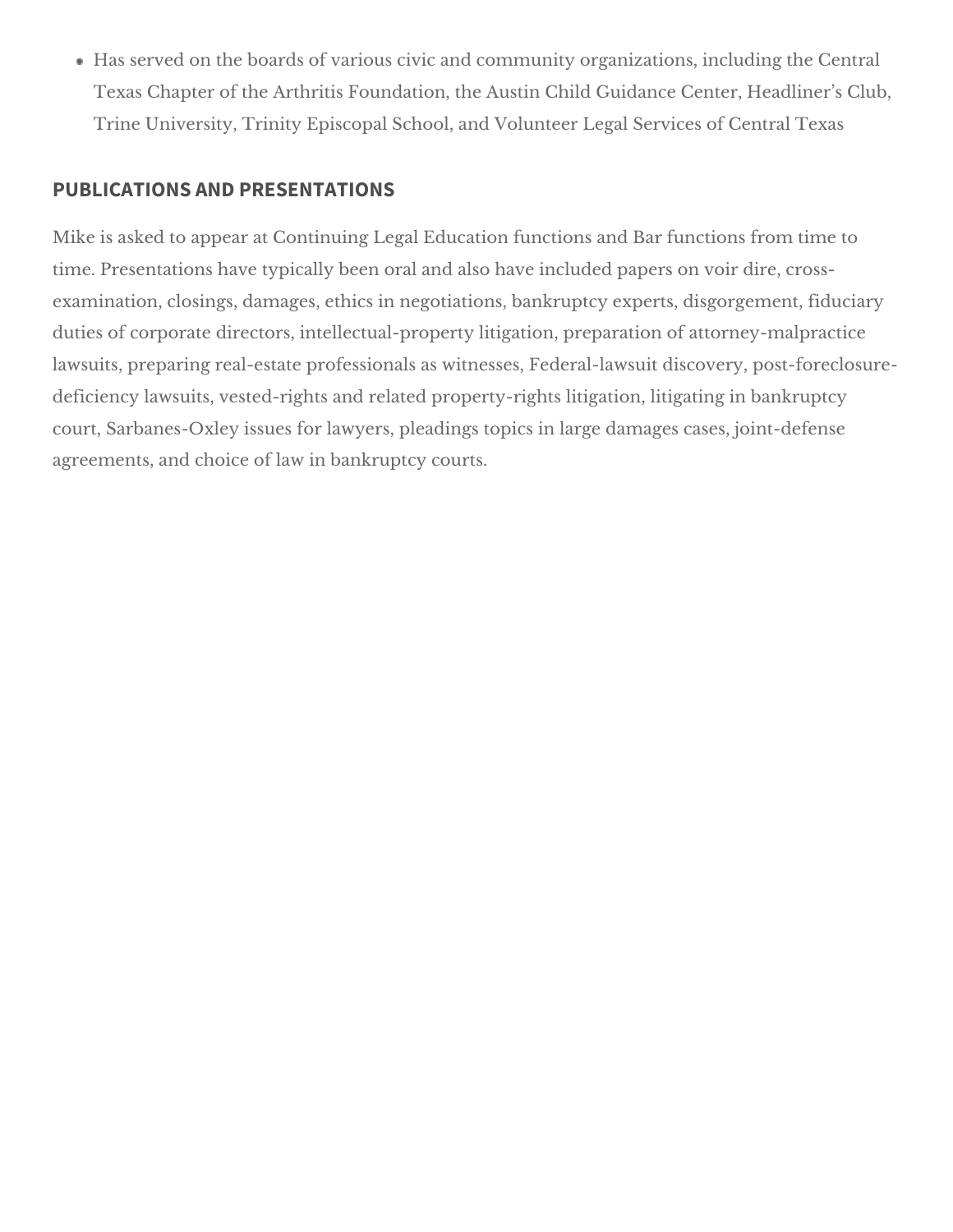- Has served on the boards of various civic and community organizations, including the Central Texas Chapter of the Arthritis Foundation, the Austin Child Guidance Center, Headliner's Club, Trine University, Trinity Episcopal School, and Volunteer Legal Services of Central Texas

## PUBLICATIONS AND PRESENTATIONS

Mike is asked to appear at Continuing Legal Education functions and Bar functions from time to time. Presentations have typically been oral and also have included papers on voir dire, cross-examination, closings, damages, ethics in negotiations, bankruptcy experts, disgorgement, fiduciary duties of corporate directors, intellectual-property litigation, preparation of attorney-malpractice lawsuits, preparing real-estate professionals as witnesses, Federal-lawsuit discovery, post-foreclosure-deficiency lawsuits, vested-rights and related property-rights litigation, litigating in bankruptcy court, Sarbanes-Oxley issues for lawyers, pleadings topics in large damages cases, joint-defense agreements, and choice of law in bankruptcy courts.